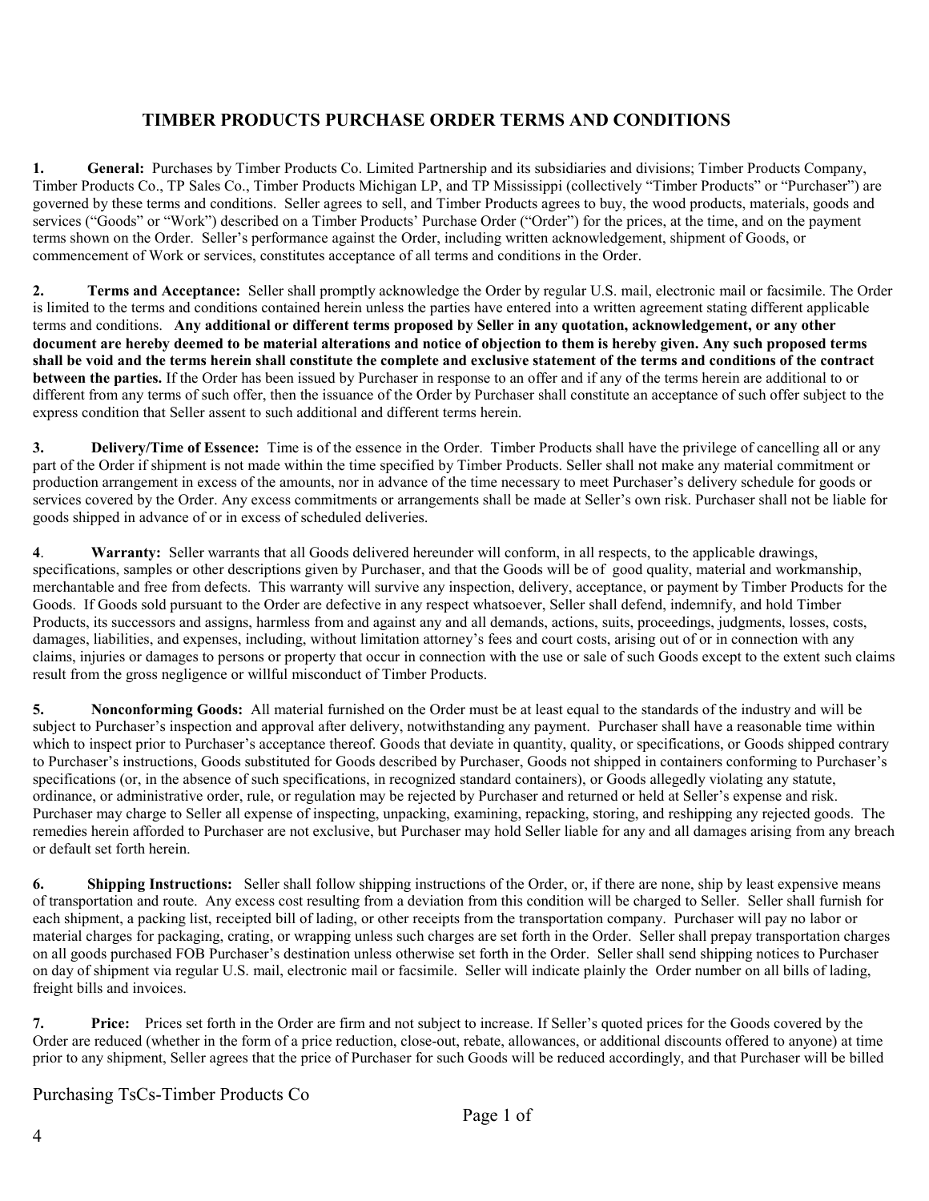# TIMBER PRODUCTS PURCHASE ORDER TERMS AND CONDITIONS

**1. General:** Purchases by Timber Products Co. Limited Partnership and its subsidiaries and divisions; Timber Products Company, Timber Products Co., TP Sales Co., Timber Products Michigan LP, and TP Mississippi (collectively "Timber Products" or "Purchaser") are governed by these terms and conditions. Seller agrees to sell, and Timber Products agrees to buy, the wood products, materials, goods and services ("Goods" or "Work") described on a Timber Products' Purchase Order ("Order") for the prices, at the time, and on the payment terms shown on the Order. Seller's performance against the Order, including written acknowledgement, shipment of Goods, or commencement of Work or services, constitutes acceptance of all terms and conditions in the Order.

**2. Terms and Acceptance:** Seller shall promptly acknowledge the Order by regular U.S. mail, electronic mail or facsimile. The Order is limited to the terms and conditions contained herein unless the parties have entered into a written agreement stating different applicable terms and conditions. **Any additional or different terms proposed by Seller in any quotation, acknowledgement, or any other document are hereby deemed to be material alterations and notice of objection to them is hereby given. Any such proposed terms shall be void and the terms herein shall constitute the complete and exclusive statement of the terms and conditions of the contract between the parties.** If the Order has been issued by Purchaser in response to an offer and if any of the terms herein are additional to or different from any terms of such offer, then the issuance of the Order by Purchaser shall constitute an acceptance of such offer subject to the express condition that Seller assent to such additional and different terms herein.

**3. Delivery/Time of Essence:** Time is of the essence in the Order. Timber Products shall have the privilege of cancelling all or any part of the Order if shipment is not made within the time specified by Timber Products. Seller shall not make any material commitment or production arrangement in excess of the amounts, nor in advance of the time necessary to meet Purchaser's delivery schedule for goods or services covered by the Order. Any excess commitments or arrangements shall be made at Seller's own risk. Purchaser shall not be liable for goods shipped in advance of or in excess of scheduled deliveries.

**4. Warranty:** Seller warrants that all Goods delivered hereunder will conform, in all respects, to the applicable drawings, specifications, samples or other descriptions given by Purchaser, and that the Goods will be of good quality, material and workmanship, merchantable and free from defects. This warranty will survive any inspection, delivery, acceptance, or payment by Timber Products for the Goods. If Goods sold pursuant to the Order are defective in any respect whatsoever, Seller shall defend, indemnify, and hold Timber Products, its successors and assigns, harmless from and against any and all demands, actions, suits, proceedings, judgments, losses, costs, damages, liabilities, and expenses, including, without limitation attorney's fees and court costs, arising out of or in connection with any claims, injuries or damages to persons or property that occur in connection with the use or sale of such Goods except to the extent such claims result from the gross negligence or willful misconduct of Timber Products.

**5. Nonconforming Goods:** All material furnished on the Order must be at least equal to the standards of the industry and will be subject to Purchaser's inspection and approval after delivery, notwithstanding any payment. Purchaser shall have a reasonable time within which to inspect prior to Purchaser's acceptance thereof. Goods that deviate in quantity, quality, or specifications, or Goods shipped contrary to Purchaser's instructions, Goods substituted for Goods described by Purchaser, Goods not shipped in containers conforming to Purchaser's specifications (or, in the absence of such specifications, in recognized standard containers), or Goods allegedly violating any statute, ordinance, or administrative order, rule, or regulation may be rejected by Purchaser and returned or held at Seller's expense and risk. Purchaser may charge to Seller all expense of inspecting, unpacking, examining, repacking, storing, and reshipping any rejected goods. The remedies herein afforded to Purchaser are not exclusive, but Purchaser may hold Seller liable for any and all damages arising from any breach or default set forth herein.

**6. Shipping Instructions:** Seller shall follow shipping instructions of the Order, or, if there are none, ship by least expensive means of transportation and route. Any excess cost resulting from a deviation from this condition will be charged to Seller. Seller shall furnish for each shipment, a packing list, receipted bill of lading, or other receipts from the transportation company. Purchaser will pay no labor or material charges for packaging, crating, or wrapping unless such charges are set forth in the Order. Seller shall prepay transportation charges on all goods purchased FOB Purchaser's destination unless otherwise set forth in the Order. Seller shall send shipping notices to Purchaser on day of shipment via regular U.S. mail, electronic mail or facsimile. Seller will indicate plainly the Order number on all bills of lading, freight bills and invoices.

**7. Price:** Prices set forth in the Order are firm and not subject to increase. If Seller's quoted prices for the Goods covered by the Order are reduced (whether in the form of a price reduction, close-out, rebate, allowances, or additional discounts offered to anyone) at time prior to any shipment, Seller agrees that the price of Purchaser for such Goods will be reduced accordingly, and that Purchaser will be billed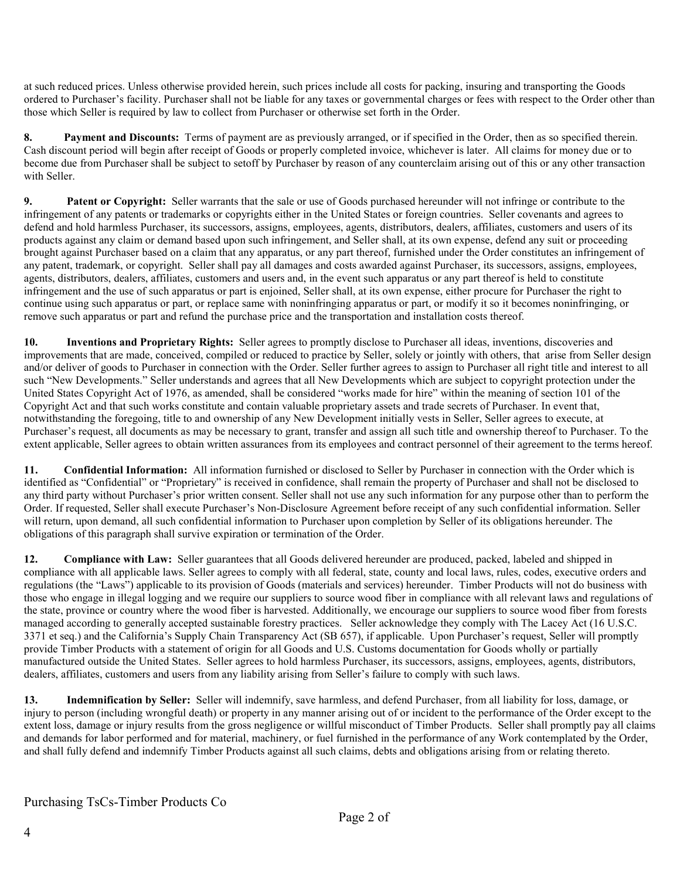at such reduced prices. Unless otherwise provided herein, such prices include all costs for packing, insuring and transporting the Goods ordered to Purchaser's facility. Purchaser shall not be liable for any taxes or governmental charges or fees with respect to the Order other than those which Seller is required by law to collect from Purchaser or otherwise set forth in the Order.

**8. Payment and Discounts:** Terms of payment are as previously arranged, or if specified in the Order, then as so specified therein. Cash discount period will begin after receipt of Goods or properly completed invoice, whichever is later. All claims for money due or to become due from Purchaser shall be subject to setoff by Purchaser by reason of any counterclaim arising out of this or any other transaction with Seller.

**9. Patent or Copyright:** Seller warrants that the sale or use of Goods purchased hereunder will not infringe or contribute to the infringement of any patents or trademarks or copyrights either in the United States or foreign countries. Seller covenants and agrees to defend and hold harmless Purchaser, its successors, assigns, employees, agents, distributors, dealers, affiliates, customers and users of its products against any claim or demand based upon such infringement, and Seller shall, at its own expense, defend any suit or proceeding brought against Purchaser based on a claim that any apparatus, or any part thereof, furnished under the Order constitutes an infringement of any patent, trademark, or copyright. Seller shall pay all damages and costs awarded against Purchaser, its successors, assigns, employees, agents, distributors, dealers, affiliates, customers and users and, in the event such apparatus or any part thereof is held to constitute infringement and the use of such apparatus or part is enjoined, Seller shall, at its own expense, either procure for Purchaser the right to continue using such apparatus or part, or replace same with noninfringing apparatus or part, or modify it so it becomes noninfringing, or remove such apparatus or part and refund the purchase price and the transportation and installation costs thereof.

**10. Inventions and Proprietary Rights:** Seller agrees to promptly disclose to Purchaser all ideas, inventions, discoveries and improvements that are made, conceived, compiled or reduced to practice by Seller, solely or jointly with others, that arise from Seller design and/or deliver of goods to Purchaser in connection with the Order. Seller further agrees to assign to Purchaser all right title and interest to all such "New Developments." Seller understands and agrees that all New Developments which are subject to copyright protection under the United States Copyright Act of 1976, as amended, shall be considered "works made for hire" within the meaning of section 101 of the Copyright Act and that such works constitute and contain valuable proprietary assets and trade secrets of Purchaser. In event that, notwithstanding the foregoing, title to and ownership of any New Development initially vests in Seller, Seller agrees to execute, at Purchaser's request, all documents as may be necessary to grant, transfer and assign all such title and ownership thereof to Purchaser. To the extent applicable, Seller agrees to obtain written assurances from its employees and contract personnel of their agreement to the terms hereof.

**11. Confidential Information:** All information furnished or disclosed to Seller by Purchaser in connection with the Order which is identified as "Confidential" or "Proprietary" is received in confidence, shall remain the property of Purchaser and shall not be disclosed to any third party without Purchaser's prior written consent. Seller shall not use any such information for any purpose other than to perform the Order. If requested, Seller shall execute Purchaser's Non-Disclosure Agreement before receipt of any such confidential information. Seller will return, upon demand, all such confidential information to Purchaser upon completion by Seller of its obligations hereunder. The obligations of this paragraph shall survive expiration or termination of the Order.

**12. Compliance with Law:** Seller guarantees that all Goods delivered hereunder are produced, packed, labeled and shipped in compliance with all applicable laws. Seller agrees to comply with all federal, state, county and local laws, rules, codes, executive orders and regulations (the "Laws") applicable to its provision of Goods (materials and services) hereunder. Timber Products will not do business with those who engage in illegal logging and we require our suppliers to source wood fiber in compliance with all relevant laws and regulations of the state, province or country where the wood fiber is harvested. Additionally, we encourage our suppliers to source wood fiber from forests managed according to generally accepted sustainable forestry practices. Seller acknowledge they comply with The Lacey Act (16 U.S.C. 3371 et seq.) and the California's Supply Chain Transparency Act (SB 657), if applicable. Upon Purchaser's request, Seller will promptly provide Timber Products with a statement of origin for all Goods and U.S. Customs documentation for Goods wholly or partially manufactured outside the United States. Seller agrees to hold harmless Purchaser, its successors, assigns, employees, agents, distributors, dealers, affiliates, customers and users from any liability arising from Seller's failure to comply with such laws.

**13. Indemnification by Seller:** Seller will indemnify, save harmless, and defend Purchaser, from all liability for loss, damage, or injury to person (including wrongful death) or property in any manner arising out of or incident to the performance of the Order except to the extent loss, damage or injury results from the gross negligence or willful misconduct of Timber Products. Seller shall promptly pay all claims and demands for labor performed and for material, machinery, or fuel furnished in the performance of any Work contemplated by the Order, and shall fully defend and indemnify Timber Products against all such claims, debts and obligations arising from or relating thereto.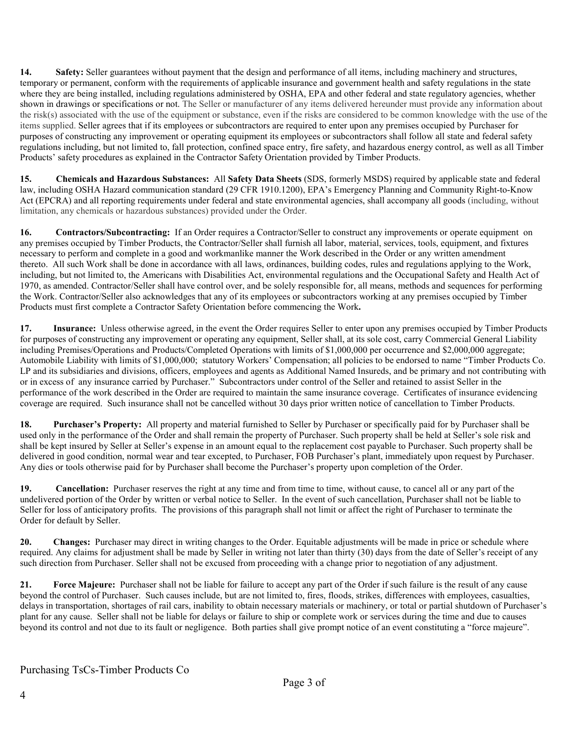**14. Safety:** Seller guarantees without payment that the design and performance of all items, including machinery and structures, temporary or permanent, conform with the requirements of applicable insurance and government health and safety regulations in the state where they are being installed, including regulations administered by OSHA, EPA and other federal and state regulatory agencies, whether shown in drawings or specifications or not. The Seller or manufacturer of any items delivered hereunder must provide any information about the risk(s) associated with the use of the equipment or substance, even if the risks are considered to be common knowledge with the use of the items supplied. Seller agrees that if its employees or subcontractors are required to enter upon any premises occupied by Purchaser for purposes of constructing any improvement or operating equipment its employees or subcontractors shall follow all state and federal safety regulations including, but not limited to, fall protection, confined space entry, fire safety, and hazardous energy control, as well as all Timber Products' safety procedures as explained in the Contractor Safety Orientation provided by Timber Products.

**15. Chemicals and Hazardous Substances:** All **Safety Data Sheets** (SDS, formerly MSDS) required by applicable state and federal law, including OSHA Hazard communication standard (29 CFR 1910.1200), EPA's Emergency Planning and Community Right-to-Know Act (EPCRA) and all reporting requirements under federal and state environmental agencies, shall accompany all goods (including, without limitation, any chemicals or hazardous substances) provided under the Order.

**16. Contractors/Subcontracting:** If an Order requires a Contractor/Seller to construct any improvements or operate equipment on any premises occupied by Timber Products, the Contractor/Seller shall furnish all labor, material, services, tools, equipment, and fixtures necessary to perform and complete in a good and workmanlike manner the Work described in the Order or any written amendment thereto. All such Work shall be done in accordance with all laws, ordinances, building codes, rules and regulations applying to the Work, including, but not limited to, the Americans with Disabilities Act, environmental regulations and the Occupational Safety and Health Act of 1970, as amended. Contractor/Seller shall have control over, and be solely responsible for, all means, methods and sequences for performing the Work. Contractor/Seller also acknowledges that any of its employees or subcontractors working at any premises occupied by Timber Products must first complete a Contractor Safety Orientation before commencing the Work**.**

**17. Insurance:** Unless otherwise agreed, in the event the Order requires Seller to enter upon any premises occupied by Timber Products for purposes of constructing any improvement or operating any equipment, Seller shall, at its sole cost, carry Commercial General Liability including Premises/Operations and Products/Completed Operations with limits of $1,000,000 per occurrence and $2,000,000 aggregate; Automobile Liability with limits of $1,000,000; statutory Workers' Compensation; all policies to be endorsed to name "Timber Products Co. LP and its subsidiaries and divisions, officers, employees and agents as Additional Named Insureds, and be primary and not contributing with or in excess of any insurance carried by Purchaser." Subcontractors under control of the Seller and retained to assist Seller in the performance of the work described in the Order are required to maintain the same insurance coverage. Certificates of insurance evidencing coverage are required. Such insurance shall not be cancelled without 30 days prior written notice of cancellation to Timber Products.

**18. Purchaser's Property:** All property and material furnished to Seller by Purchaser or specifically paid for by Purchaser shall be used only in the performance of the Order and shall remain the property of Purchaser. Such property shall be held at Seller's sole risk and shall be kept insured by Seller at Seller's expense in an amount equal to the replacement cost payable to Purchaser. Such property shall be delivered in good condition, normal wear and tear excepted, to Purchaser, FOB Purchaser's plant, immediately upon request by Purchaser. Any dies or tools otherwise paid for by Purchaser shall become the Purchaser's property upon completion of the Order.

**19. Cancellation:** Purchaser reserves the right at any time and from time to time, without cause, to cancel all or any part of the undelivered portion of the Order by written or verbal notice to Seller. In the event of such cancellation, Purchaser shall not be liable to Seller for loss of anticipatory profits. The provisions of this paragraph shall not limit or affect the right of Purchaser to terminate the Order for default by Seller.

**20. Changes:** Purchaser may direct in writing changes to the Order. Equitable adjustments will be made in price or schedule where required. Any claims for adjustment shall be made by Seller in writing not later than thirty (30) days from the date of Seller's receipt of any such direction from Purchaser. Seller shall not be excused from proceeding with a change prior to negotiation of any adjustment.

**21. Force Majeure:** Purchaser shall not be liable for failure to accept any part of the Order if such failure is the result of any cause beyond the control of Purchaser. Such causes include, but are not limited to, fires, floods, strikes, differences with employees, casualties, delays in transportation, shortages of rail cars, inability to obtain necessary materials or machinery, or total or partial shutdown of Purchaser's plant for any cause. Seller shall not be liable for delays or failure to ship or complete work or services during the time and due to causes beyond its control and not due to its fault or negligence. Both parties shall give prompt notice of an event constituting a "force majeure".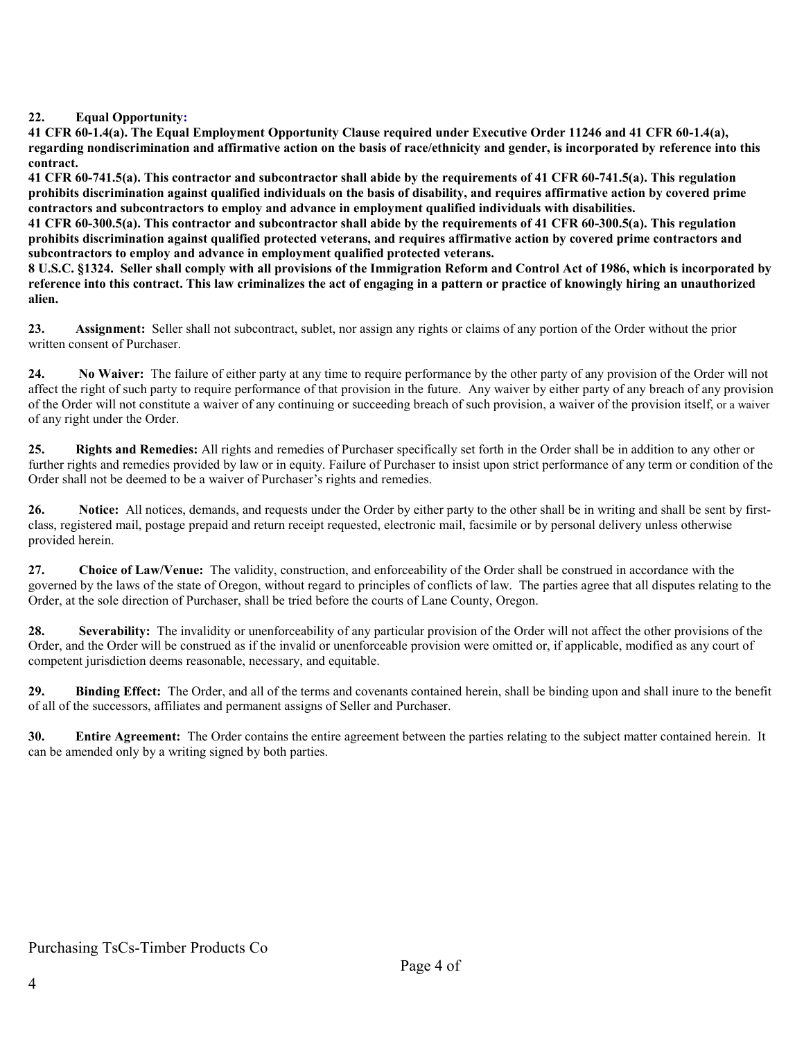**22. Equal Opportunity:**

**41 CFR 60-1.4(a). The Equal Employment Opportunity Clause required under Executive Order 11246 and 41 CFR 60-1.4(a), regarding nondiscrimination and affirmative action on the basis of race/ethnicity and gender, is incorporated by reference into this contract.**

**41 CFR 60-741.5(a). This contractor and subcontractor shall abide by the requirements of 41 CFR 60-741.5(a). This regulation prohibits discrimination against qualified individuals on the basis of disability, and requires affirmative action by covered prime contractors and subcontractors to employ and advance in employment qualified individuals with disabilities.**

**41 CFR 60-300.5(a). This contractor and subcontractor shall abide by the requirements of 41 CFR 60-300.5(a). This regulation prohibits discrimination against qualified protected veterans, and requires affirmative action by covered prime contractors and subcontractors to employ and advance in employment qualified protected veterans.**

**8 U.S.C. §1324. Seller shall comply with all provisions of the Immigration Reform and Control Act of 1986, which is incorporated by reference into this contract. This law criminalizes the act of engaging in a pattern or practice of knowingly hiring an unauthorized alien.**

**23. Assignment:** Seller shall not subcontract, sublet, nor assign any rights or claims of any portion of the Order without the prior written consent of Purchaser.

**24. No Waiver:** The failure of either party at any time to require performance by the other party of any provision of the Order will not affect the right of such party to require performance of that provision in the future. Any waiver by either party of any breach of any provision of the Order will not constitute a waiver of any continuing or succeeding breach of such provision, a waiver of the provision itself, or a waiver of any right under the Order.

**25. Rights and Remedies:** All rights and remedies of Purchaser specifically set forth in the Order shall be in addition to any other or further rights and remedies provided by law or in equity. Failure of Purchaser to insist upon strict performance of any term or condition of the Order shall not be deemed to be a waiver of Purchaser's rights and remedies.

**26. Notice:** All notices, demands, and requests under the Order by either party to the other shall be in writing and shall be sent by first-class, registered mail, postage prepaid and return receipt requested, electronic mail, facsimile or by personal delivery unless otherwise provided herein.

**27. Choice of Law/Venue:** The validity, construction, and enforceability of the Order shall be construed in accordance with the governed by the laws of the state of Oregon, without regard to principles of conflicts of law. The parties agree that all disputes relating to the Order, at the sole direction of Purchaser, shall be tried before the courts of Lane County, Oregon.

**28. Severability:** The invalidity or unenforceability of any particular provision of the Order will not affect the other provisions of the Order, and the Order will be construed as if the invalid or unenforceable provision were omitted or, if applicable, modified as any court of competent jurisdiction deems reasonable, necessary, and equitable.

**29. Binding Effect:** The Order, and all of the terms and covenants contained herein, shall be binding upon and shall inure to the benefit of all of the successors, affiliates and permanent assigns of Seller and Purchaser.

**30. Entire Agreement:** The Order contains the entire agreement between the parties relating to the subject matter contained herein. It can be amended only by a writing signed by both parties.